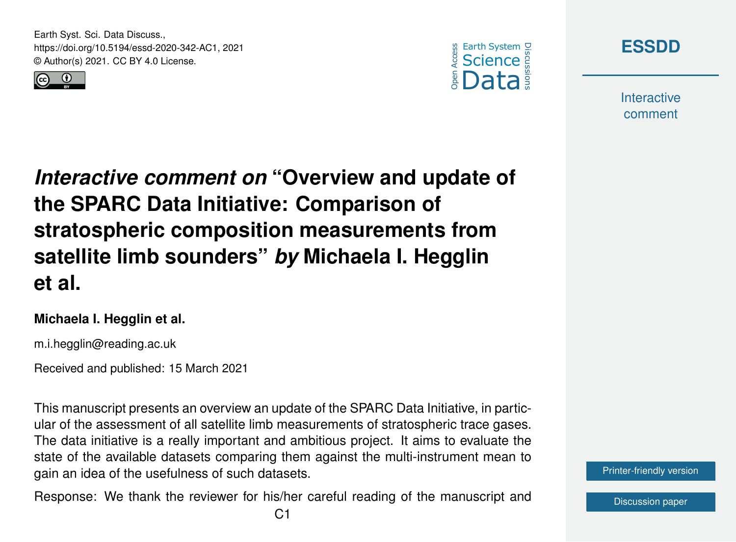Earth Syst. Sci. Data Discuss.,
https://doi.org/10.5194/essd-2020-342-AC1, 2021
© Author(s) 2021. CC BY 4.0 License.

# *Interactive comment on* "Overview and update of the SPARC Data Initiative: Comparison of stratospheric composition measurements from satellite limb sounders" *by* Michaela I. Hegglin et al.

**Michaela I. Hegglin et al.**

m.i.hegglin@reading.ac.uk

Received and published: 15 March 2021

This manuscript presents an overview an update of the SPARC Data Initiative, in particular of the assessment of all satellite limb measurements of stratospheric trace gases. The data initiative is a really important and ambitious project. It aims to evaluate the state of the available datasets comparing them against the multi-instrument mean to gain an idea of the usefulness of such datasets.

Response: We thank the reviewer for his/her careful reading of the manuscript and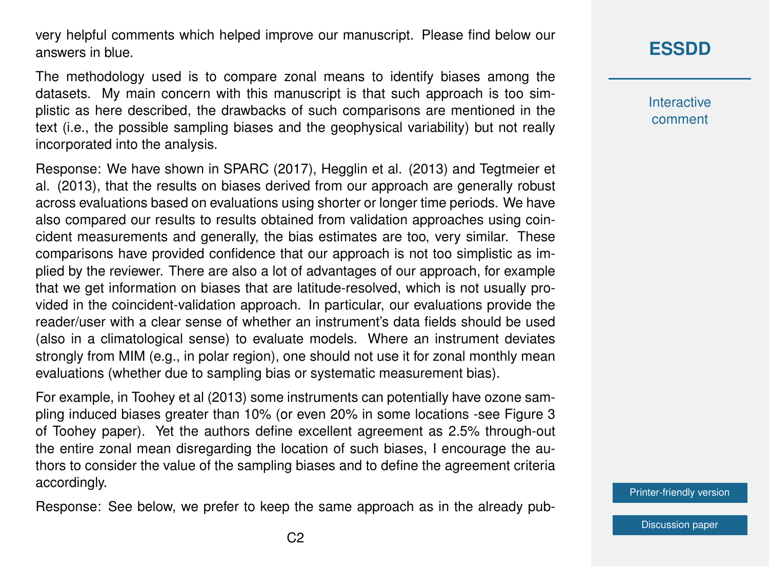very helpful comments which helped improve our manuscript. Please find below our answers in blue.

The methodology used is to compare zonal means to identify biases among the datasets. My main concern with this manuscript is that such approach is too simplistic as here described, the drawbacks of such comparisons are mentioned in the text (i.e., the possible sampling biases and the geophysical variability) but not really incorporated into the analysis.

Response: We have shown in SPARC (2017), Hegglin et al. (2013) and Tegtmeier et al. (2013), that the results on biases derived from our approach are generally robust across evaluations based on evaluations using shorter or longer time periods. We have also compared our results to results obtained from validation approaches using coincident measurements and generally, the bias estimates are too, very similar. These comparisons have provided confidence that our approach is not too simplistic as implied by the reviewer. There are also a lot of advantages of our approach, for example that we get information on biases that are latitude-resolved, which is not usually provided in the coincident-validation approach. In particular, our evaluations provide the reader/user with a clear sense of whether an instrument's data fields should be used (also in a climatological sense) to evaluate models. Where an instrument deviates strongly from MIM (e.g., in polar region), one should not use it for zonal monthly mean evaluations (whether due to sampling bias or systematic measurement bias).

For example, in Toohey et al (2013) some instruments can potentially have ozone sampling induced biases greater than 10% (or even 20% in some locations -see Figure 3 of Toohey paper). Yet the authors define excellent agreement as 2.5% through-out the entire zonal mean disregarding the location of such biases, I encourage the authors to consider the value of the sampling biases and to define the agreement criteria accordingly.

Response: See below, we prefer to keep the same approach as in the already pub-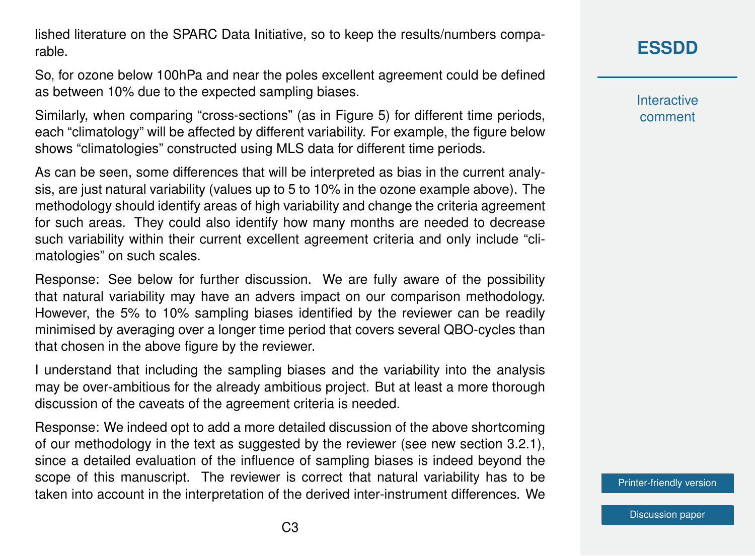lished literature on the SPARC Data Initiative, so to keep the results/numbers comparable.

So, for ozone below 100hPa and near the poles excellent agreement could be defined as between 10% due to the expected sampling biases.

Similarly, when comparing "cross-sections" (as in Figure 5) for different time periods, each "climatology" will be affected by different variability. For example, the figure below shows "climatologies" constructed using MLS data for different time periods.

As can be seen, some differences that will be interpreted as bias in the current analysis, are just natural variability (values up to 5 to 10% in the ozone example above). The methodology should identify areas of high variability and change the criteria agreement for such areas. They could also identify how many months are needed to decrease such variability within their current excellent agreement criteria and only include "climatologies" on such scales.

Response: See below for further discussion. We are fully aware of the possibility that natural variability may have an advers impact on our comparison methodology. However, the 5% to 10% sampling biases identified by the reviewer can be readily minimised by averaging over a longer time period that covers several QBO-cycles than that chosen in the above figure by the reviewer.

I understand that including the sampling biases and the variability into the analysis may be over-ambitious for the already ambitious project. But at least a more thorough discussion of the caveats of the agreement criteria is needed.

Response: We indeed opt to add a more detailed discussion of the above shortcoming of our methodology in the text as suggested by the reviewer (see new section 3.2.1), since a detailed evaluation of the influence of sampling biases is indeed beyond the scope of this manuscript. The reviewer is correct that natural variability has to be taken into account in the interpretation of the derived inter-instrument differences. We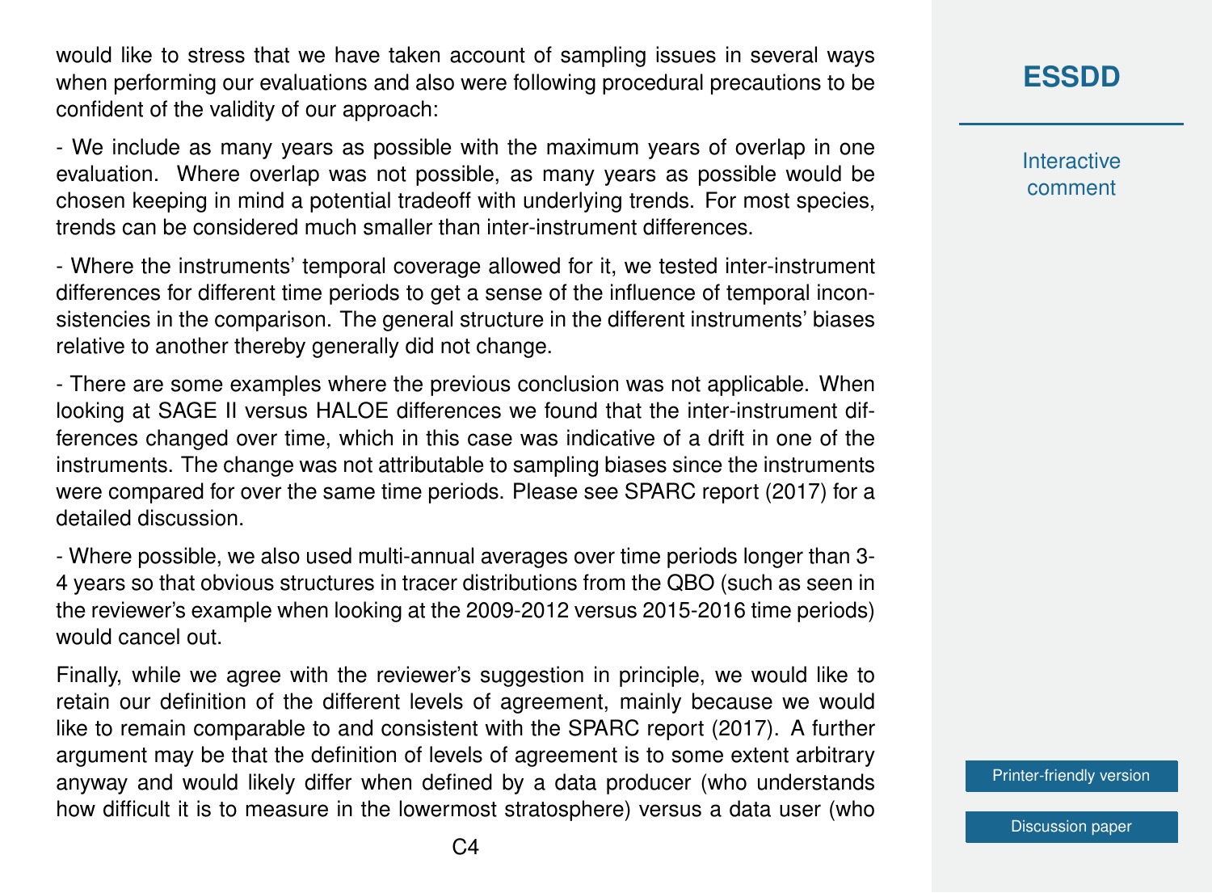would like to stress that we have taken account of sampling issues in several ways when performing our evaluations and also were following procedural precautions to be confident of the validity of our approach:

- We include as many years as possible with the maximum years of overlap in one evaluation. Where overlap was not possible, as many years as possible would be chosen keeping in mind a potential tradeoff with underlying trends. For most species, trends can be considered much smaller than inter-instrument differences.

- Where the instruments' temporal coverage allowed for it, we tested inter-instrument differences for different time periods to get a sense of the influence of temporal inconsistencies in the comparison. The general structure in the different instruments' biases relative to another thereby generally did not change.

- There are some examples where the previous conclusion was not applicable. When looking at SAGE II versus HALOE differences we found that the inter-instrument differences changed over time, which in this case was indicative of a drift in one of the instruments. The change was not attributable to sampling biases since the instruments were compared for over the same time periods. Please see SPARC report (2017) for a detailed discussion.

- Where possible, we also used multi-annual averages over time periods longer than 3-4 years so that obvious structures in tracer distributions from the QBO (such as seen in the reviewer's example when looking at the 2009-2012 versus 2015-2016 time periods) would cancel out.

Finally, while we agree with the reviewer's suggestion in principle, we would like to retain our definition of the different levels of agreement, mainly because we would like to remain comparable to and consistent with the SPARC report (2017). A further argument may be that the definition of levels of agreement is to some extent arbitrary anyway and would likely differ when defined by a data producer (who understands how difficult it is to measure in the lowermost stratosphere) versus a data user (who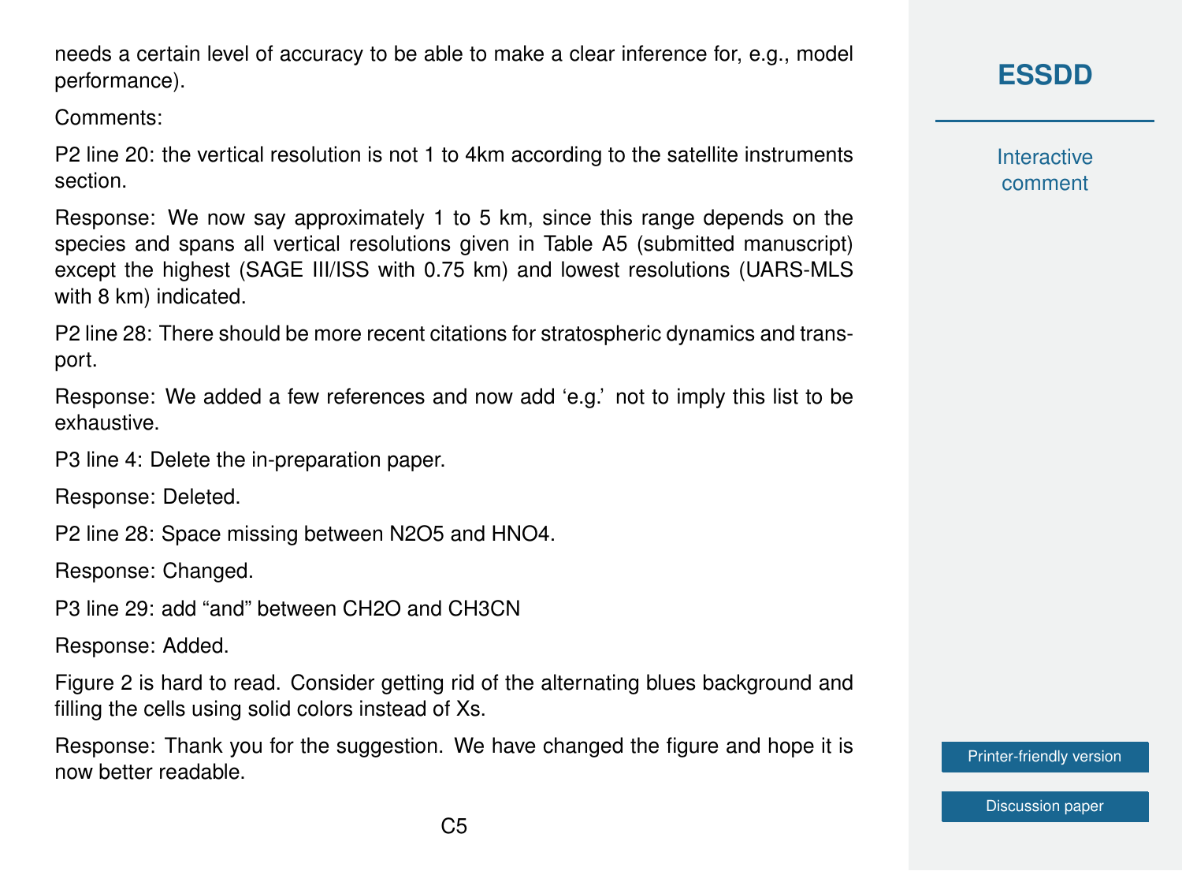needs a certain level of accuracy to be able to make a clear inference for, e.g., model performance).

Comments:

P2 line 20: the vertical resolution is not 1 to 4km according to the satellite instruments section.

Response: We now say approximately 1 to 5 km, since this range depends on the species and spans all vertical resolutions given in Table A5 (submitted manuscript) except the highest (SAGE III/ISS with 0.75 km) and lowest resolutions (UARS-MLS with 8 km) indicated.

P2 line 28: There should be more recent citations for stratospheric dynamics and transport.

Response: We added a few references and now add 'e.g.' not to imply this list to be exhaustive.

P3 line 4: Delete the in-preparation paper.

Response: Deleted.

P2 line 28: Space missing between $N_2O_5$ and $HNO_4$.

Response: Changed.

P3 line 29: add "and" between $CH_2O$ and $CH_3CN$

Response: Added.

Figure 2 is hard to read. Consider getting rid of the alternating blues background and filling the cells using solid colors instead of Xs.

Response: Thank you for the suggestion. We have changed the figure and hope it is now better readable.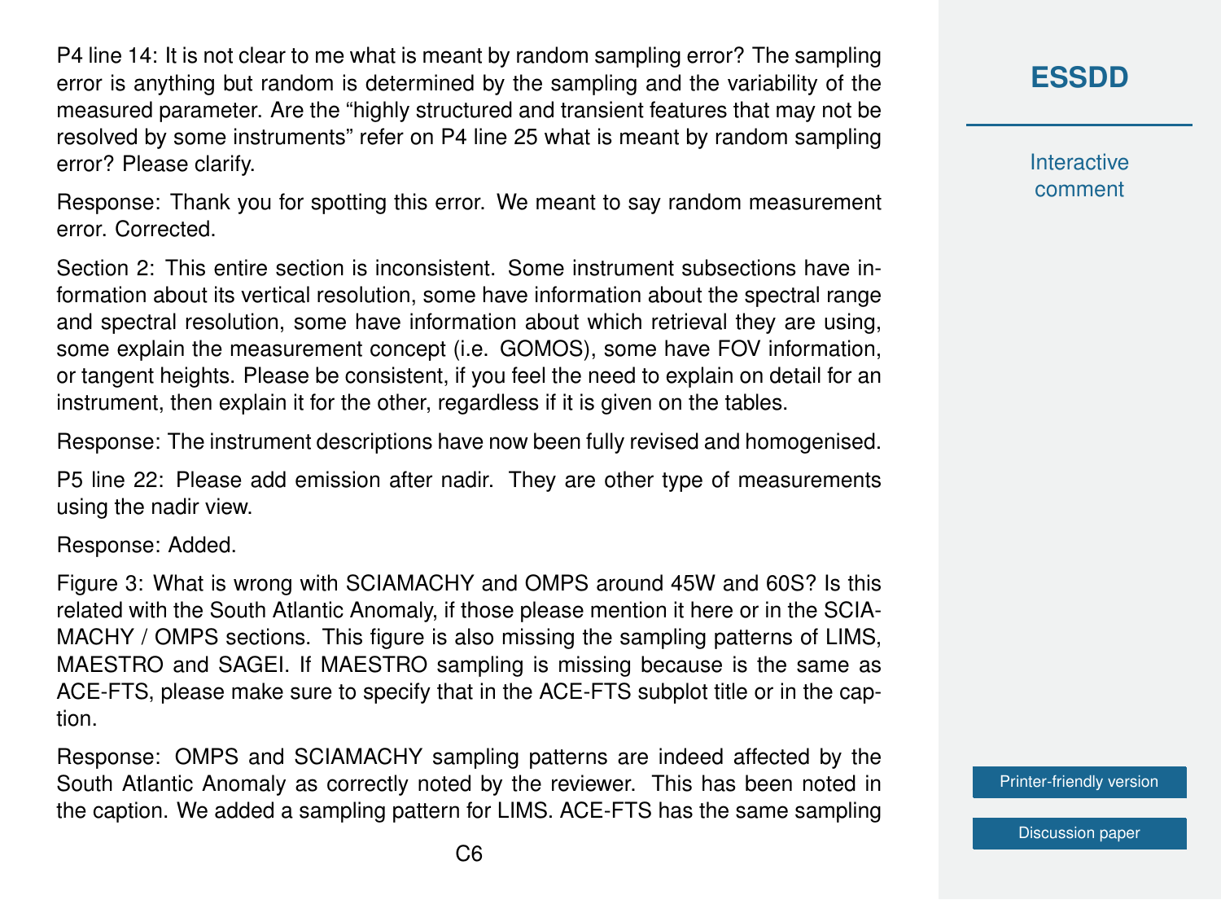P4 line 14: It is not clear to me what is meant by random sampling error? The sampling error is anything but random is determined by the sampling and the variability of the measured parameter. Are the "highly structured and transient features that may not be resolved by some instruments" refer on P4 line 25 what is meant by random sampling error? Please clarify.

Response: Thank you for spotting this error. We meant to say random measurement error. Corrected.

Section 2: This entire section is inconsistent. Some instrument subsections have information about its vertical resolution, some have information about the spectral range and spectral resolution, some have information about which retrieval they are using, some explain the measurement concept (i.e. GOMOS), some have FOV information, or tangent heights. Please be consistent, if you feel the need to explain on detail for an instrument, then explain it for the other, regardless if it is given on the tables.

Response: The instrument descriptions have now been fully revised and homogenised.

P5 line 22: Please add emission after nadir. They are other type of measurements using the nadir view.

Response: Added.

Figure 3: What is wrong with SCIAMACHY and OMPS around 45W and 60S? Is this related with the South Atlantic Anomaly, if those please mention it here or in the SCIAMACHY / OMPS sections. This figure is also missing the sampling patterns of LIMS, MAESTRO and SAGEI. If MAESTRO sampling is missing because is the same as ACE-FTS, please make sure to specify that in the ACE-FTS subplot title or in the caption.

Response: OMPS and SCIAMACHY sampling patterns are indeed affected by the South Atlantic Anomaly as correctly noted by the reviewer. This has been noted in the caption. We added a sampling pattern for LIMS. ACE-FTS has the same sampling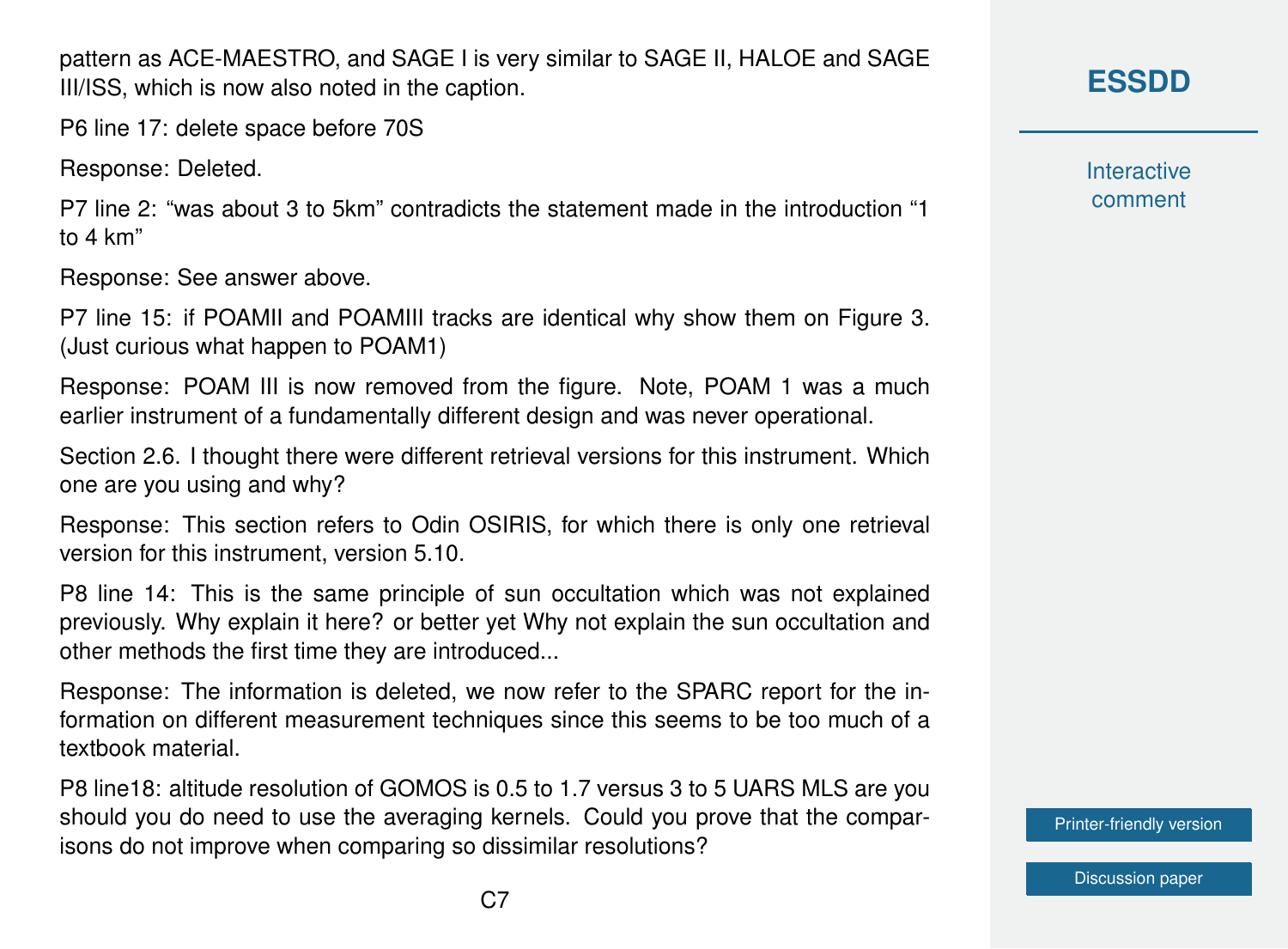pattern as ACE-MAESTRO, and SAGE I is very similar to SAGE II, HALOE and SAGE III/ISS, which is now also noted in the caption.

P6 line 17: delete space before 70S

Response: Deleted.

P7 line 2: “was about 3 to 5km” contradicts the statement made in the introduction “1 to 4 km”

Response: See answer above.

P7 line 15: if POAMII and POAMIII tracks are identical why show them on Figure 3. (Just curious what happen to POAM1)

Response: POAM III is now removed from the figure. Note, POAM 1 was a much earlier instrument of a fundamentally different design and was never operational.

Section 2.6. I thought there were different retrieval versions for this instrument. Which one are you using and why?

Response: This section refers to Odin OSIRIS, for which there is only one retrieval version for this instrument, version 5.10.

P8 line 14: This is the same principle of sun occultation which was not explained previously. Why explain it here? or better yet Why not explain the sun occultation and other methods the first time they are introduced...

Response: The information is deleted, we now refer to the SPARC report for the information on different measurement techniques since this seems to be too much of a textbook material.

P8 line18: altitude resolution of GOMOS is 0.5 to 1.7 versus 3 to 5 UARS MLS are you should you do need to use the averaging kernels. Could you prove that the comparisons do not improve when comparing so dissimilar resolutions?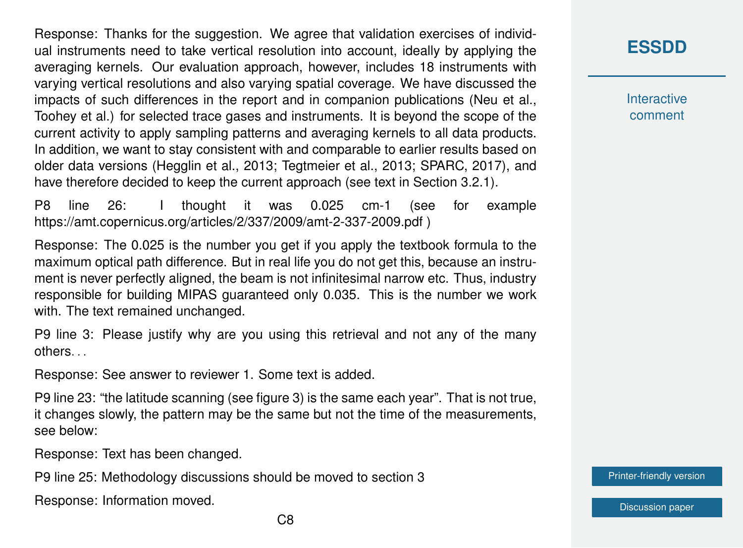Response: Thanks for the suggestion. We agree that validation exercises of individual instruments need to take vertical resolution into account, ideally by applying the averaging kernels. Our evaluation approach, however, includes 18 instruments with varying vertical resolutions and also varying spatial coverage. We have discussed the impacts of such differences in the report and in companion publications (Neu et al., Toohey et al.) for selected trace gases and instruments. It is beyond the scope of the current activity to apply sampling patterns and averaging kernels to all data products. In addition, we want to stay consistent with and comparable to earlier results based on older data versions (Hegglin et al., 2013; Tegtmeier et al., 2013; SPARC, 2017), and have therefore decided to keep the current approach (see text in Section 3.2.1).

P8 line 26: I thought it was 0.025 cm-1 (see for example https://amt.copernicus.org/articles/2/337/2009/amt-2-337-2009.pdf )

Response: The 0.025 is the number you get if you apply the textbook formula to the maximum optical path difference. But in real life you do not get this, because an instrument is never perfectly aligned, the beam is not infinitesimal narrow etc. Thus, industry responsible for building MIPAS guaranteed only 0.035. This is the number we work with. The text remained unchanged.

P9 line 3: Please justify why are you using this retrieval and not any of the many others. . .

Response: See answer to reviewer 1. Some text is added.

P9 line 23: "the latitude scanning (see figure 3) is the same each year". That is not true, it changes slowly, the pattern may be the same but not the time of the measurements, see below:

Response: Text has been changed.

P9 line 25: Methodology discussions should be moved to section 3

Response: Information moved.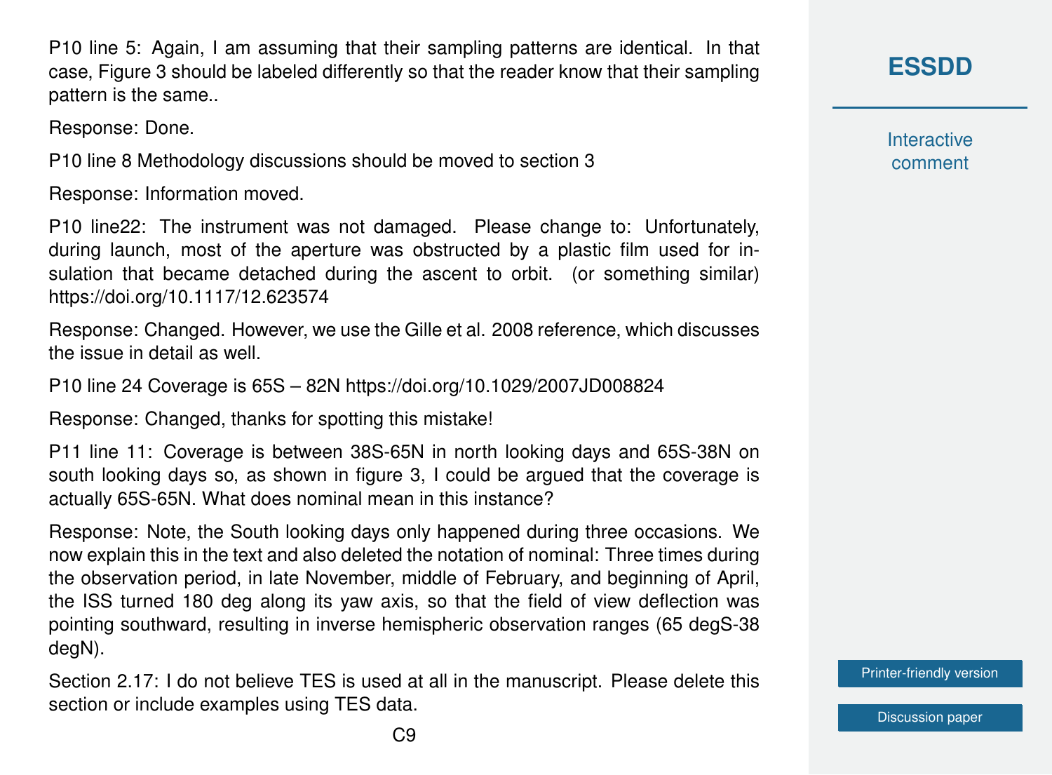P10 line 5: Again, I am assuming that their sampling patterns are identical. In that case, Figure 3 should be labeled differently so that the reader know that their sampling pattern is the same..

Response: Done.

P10 line 8 Methodology discussions should be moved to section 3

Response: Information moved.

P10 line22: The instrument was not damaged. Please change to: Unfortunately, during launch, most of the aperture was obstructed by a plastic film used for insulation that became detached during the ascent to orbit. (or something similar) https://doi.org/10.1117/12.623574

Response: Changed. However, we use the Gille et al. 2008 reference, which discusses the issue in detail as well.

P10 line 24 Coverage is 65S – 82N https://doi.org/10.1029/2007JD008824

Response: Changed, thanks for spotting this mistake!

P11 line 11: Coverage is between 38S-65N in north looking days and 65S-38N on south looking days so, as shown in figure 3, I could be argued that the coverage is actually 65S-65N. What does nominal mean in this instance?

Response: Note, the South looking days only happened during three occasions. We now explain this in the text and also deleted the notation of nominal: Three times during the observation period, in late November, middle of February, and beginning of April, the ISS turned 180 deg along its yaw axis, so that the field of view deflection was pointing southward, resulting in inverse hemispheric observation ranges (65 degS-38 degN).

Section 2.17: I do not believe TES is used at all in the manuscript. Please delete this section or include examples using TES data.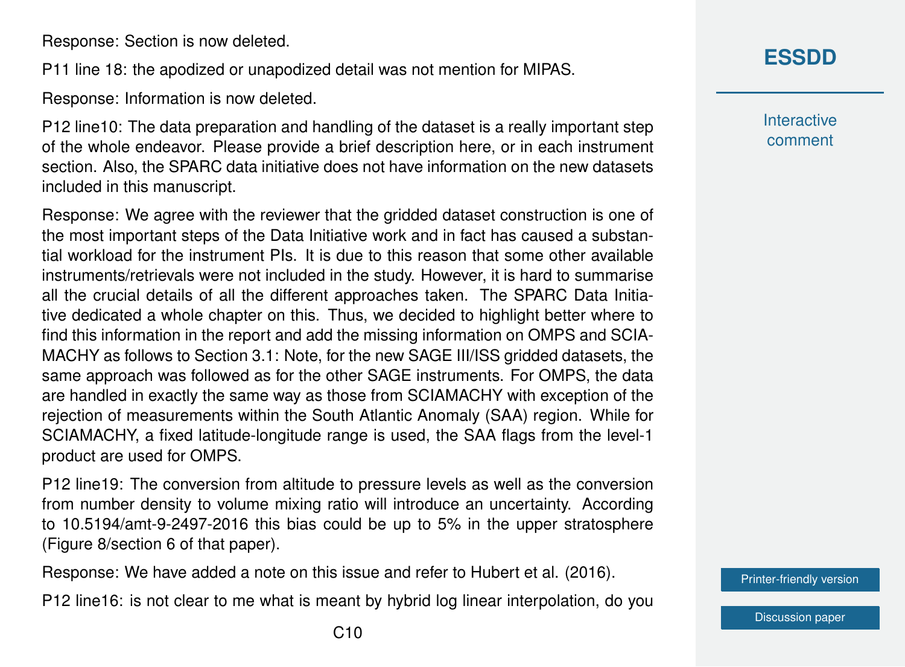Response: Section is now deleted.

P11 line 18: the apodized or unapodized detail was not mention for MIPAS.

Response: Information is now deleted.

P12 line10: The data preparation and handling of the dataset is a really important step of the whole endeavor. Please provide a brief description here, or in each instrument section. Also, the SPARC data initiative does not have information on the new datasets included in this manuscript.

Response: We agree with the reviewer that the gridded dataset construction is one of the most important steps of the Data Initiative work and in fact has caused a substantial workload for the instrument PIs. It is due to this reason that some other available instruments/retrievals were not included in the study. However, it is hard to summarise all the crucial details of all the different approaches taken. The SPARC Data Initiative dedicated a whole chapter on this. Thus, we decided to highlight better where to find this information in the report and add the missing information on OMPS and SCIAMACHY as follows to Section 3.1: Note, for the new SAGE III/ISS gridded datasets, the same approach was followed as for the other SAGE instruments. For OMPS, the data are handled in exactly the same way as those from SCIAMACHY with exception of the rejection of measurements within the South Atlantic Anomaly (SAA) region. While for SCIAMACHY, a fixed latitude-longitude range is used, the SAA flags from the level-1 product are used for OMPS.

P12 line19: The conversion from altitude to pressure levels as well as the conversion from number density to volume mixing ratio will introduce an uncertainty. According to 10.5194/amt-9-2497-2016 this bias could be up to 5% in the upper stratosphere (Figure 8/section 6 of that paper).

Response: We have added a note on this issue and refer to Hubert et al. (2016).

P12 line16: is not clear to me what is meant by hybrid log linear interpolation, do you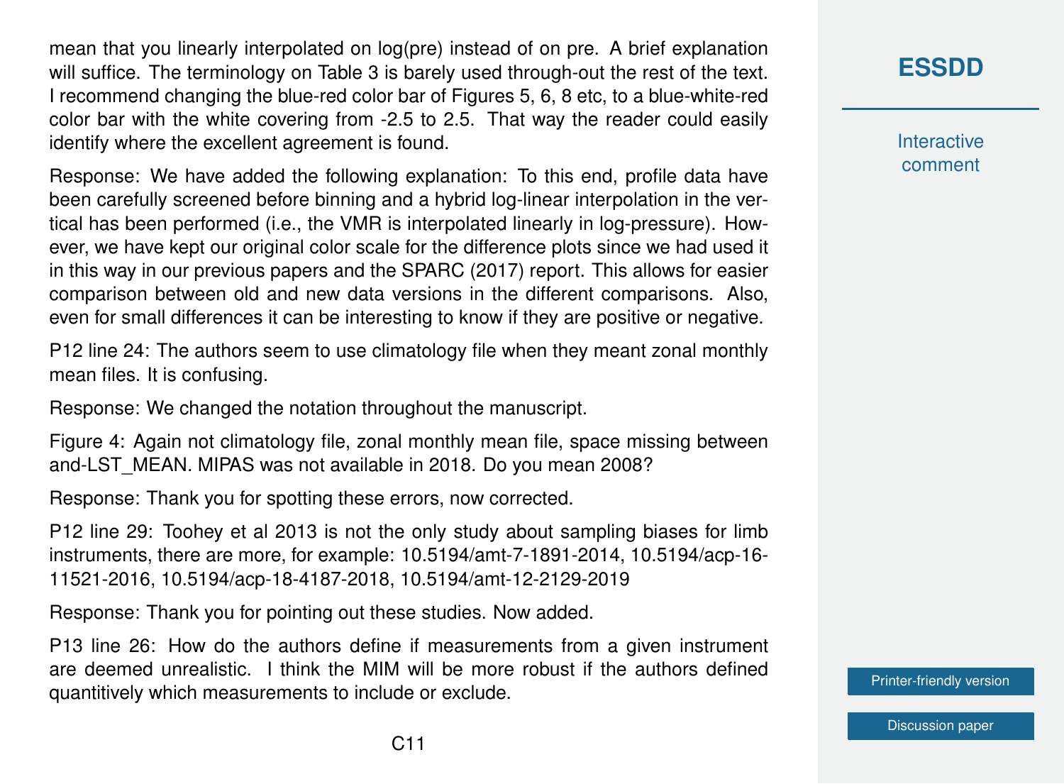mean that you linearly interpolated on log(pre) instead of on pre. A brief explanation will suffice. The terminology on Table 3 is barely used through-out the rest of the text. I recommend changing the blue-red color bar of Figures 5, 6, 8 etc, to a blue-white-red color bar with the white covering from -2.5 to 2.5. That way the reader could easily identify where the excellent agreement is found.

Response: We have added the following explanation: To this end, profile data have been carefully screened before binning and a hybrid log-linear interpolation in the vertical has been performed (i.e., the VMR is interpolated linearly in log-pressure). However, we have kept our original color scale for the difference plots since we had used it in this way in our previous papers and the SPARC (2017) report. This allows for easier comparison between old and new data versions in the different comparisons. Also, even for small differences it can be interesting to know if they are positive or negative.

P12 line 24: The authors seem to use climatology file when they meant zonal monthly mean files. It is confusing.

Response: We changed the notation throughout the manuscript.

Figure 4: Again not climatology file, zonal monthly mean file, space missing between and-LST_MEAN. MIPAS was not available in 2018. Do you mean 2008?

Response: Thank you for spotting these errors, now corrected.

P12 line 29: Toohey et al 2013 is not the only study about sampling biases for limb instruments, there are more, for example: 10.5194/amt-7-1891-2014, 10.5194/acp-16-11521-2016, 10.5194/acp-18-4187-2018, 10.5194/amt-12-2129-2019

Response: Thank you for pointing out these studies. Now added.

P13 line 26: How do the authors define if measurements from a given instrument are deemed unrealistic. I think the MIM will be more robust if the authors defined quantitively which measurements to include or exclude.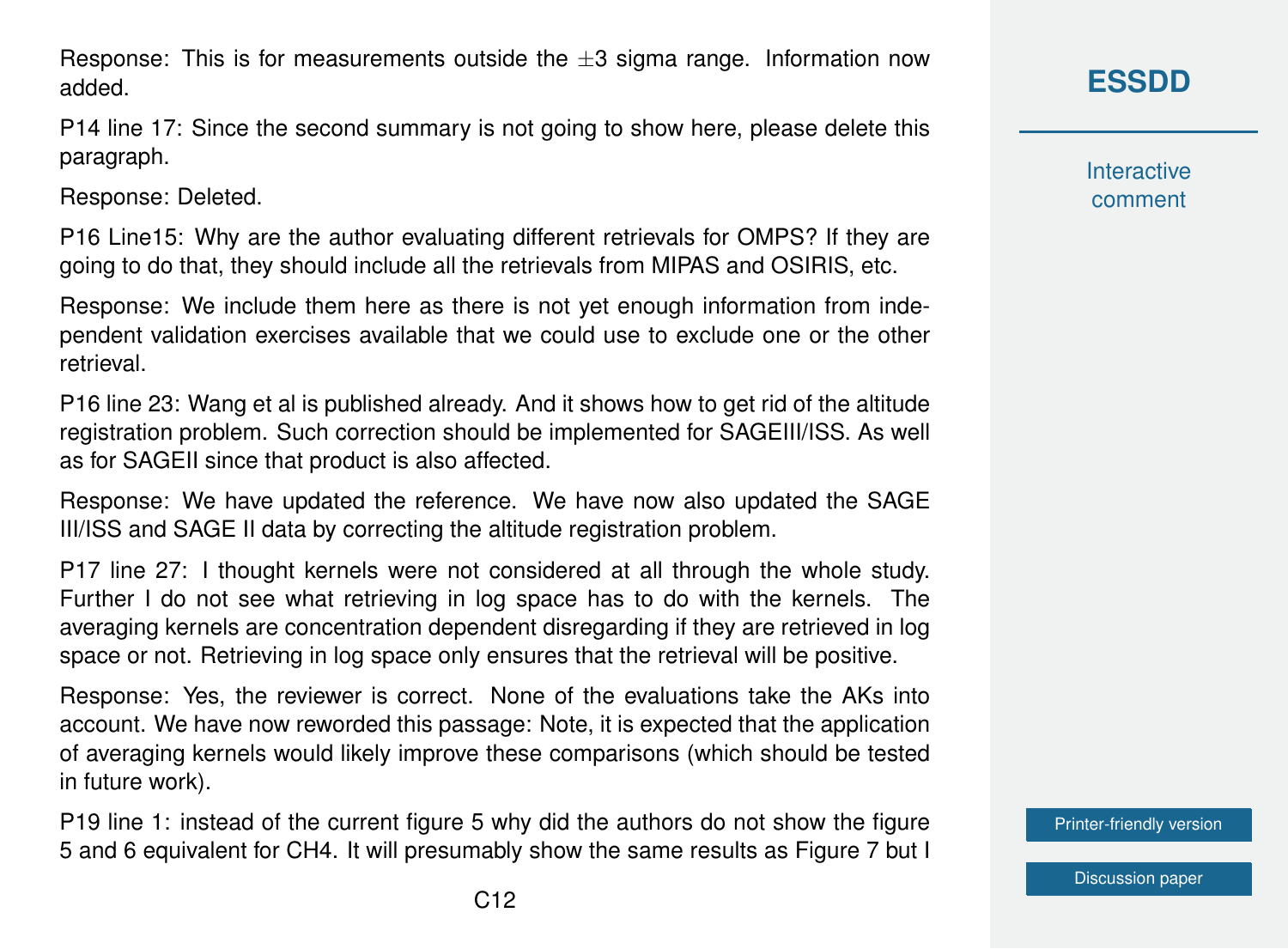Response: This is for measurements outside the ±3 sigma range. Information now added.

P14 line 17: Since the second summary is not going to show here, please delete this paragraph.

Response: Deleted.

P16 Line15: Why are the author evaluating different retrievals for OMPS? If they are going to do that, they should include all the retrievals from MIPAS and OSIRIS, etc.

Response: We include them here as there is not yet enough information from independent validation exercises available that we could use to exclude one or the other retrieval.

P16 line 23: Wang et al is published already. And it shows how to get rid of the altitude registration problem. Such correction should be implemented for SAGEIII/ISS. As well as for SAGEII since that product is also affected.

Response: We have updated the reference. We have now also updated the SAGE III/ISS and SAGE II data by correcting the altitude registration problem.

P17 line 27: I thought kernels were not considered at all through the whole study. Further I do not see what retrieving in log space has to do with the kernels. The averaging kernels are concentration dependent disregarding if they are retrieved in log space or not. Retrieving in log space only ensures that the retrieval will be positive.

Response: Yes, the reviewer is correct. None of the evaluations take the AKs into account. We have now reworded this passage: Note, it is expected that the application of averaging kernels would likely improve these comparisons (which should be tested in future work).

P19 line 1: instead of the current figure 5 why did the authors do not show the figure 5 and 6 equivalent for CH4. It will presumably show the same results as Figure 7 but I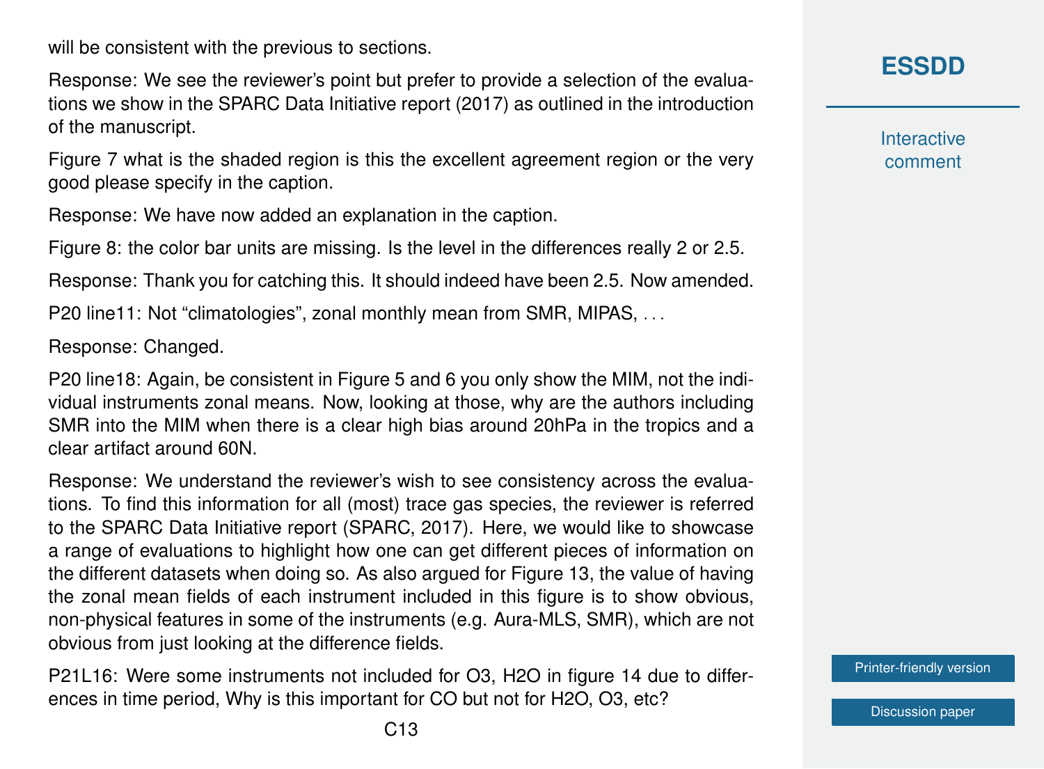will be consistent with the previous to sections.

Response: We see the reviewer's point but prefer to provide a selection of the evaluations we show in the SPARC Data Initiative report (2017) as outlined in the introduction of the manuscript.

Figure 7 what is the shaded region is this the excellent agreement region or the very good please specify in the caption.

Response: We have now added an explanation in the caption.

Figure 8: the color bar units are missing. Is the level in the differences really 2 or 2.5.

Response: Thank you for catching this. It should indeed have been 2.5. Now amended.

P20 line11: Not "climatologies", zonal monthly mean from SMR, MIPAS, . . .

Response: Changed.

P20 line18: Again, be consistent in Figure 5 and 6 you only show the MIM, not the individual instruments zonal means. Now, looking at those, why are the authors including SMR into the MIM when there is a clear high bias around 20hPa in the tropics and a clear artifact around 60N.

Response: We understand the reviewer's wish to see consistency across the evaluations. To find this information for all (most) trace gas species, the reviewer is referred to the SPARC Data Initiative report (SPARC, 2017). Here, we would like to showcase a range of evaluations to highlight how one can get different pieces of information on the different datasets when doing so. As also argued for Figure 13, the value of having the zonal mean fields of each instrument included in this figure is to show obvious, non-physical features in some of the instruments (e.g. Aura-MLS, SMR), which are not obvious from just looking at the difference fields.

P21L16: Were some instruments not included for O3, H2O in figure 14 due to differences in time period, Why is this important for CO but not for H2O, O3, etc?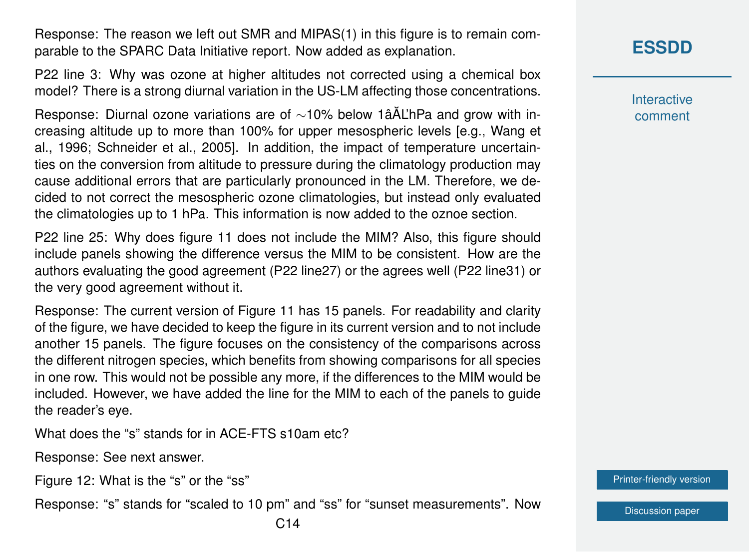Response: The reason we left out SMR and MIPAS(1) in this figure is to remain comparable to the SPARC Data Initiative report. Now added as explanation.

P22 line 3: Why was ozone at higher altitudes not corrected using a chemical box model? There is a strong diurnal variation in the US-LM affecting those concentrations.

Response: Diurnal ozone variations are of ∼10% below 1âĂĽhPa and grow with increasing altitude up to more than 100% for upper mesospheric levels [e.g., Wang et al., 1996; Schneider et al., 2005]. In addition, the impact of temperature uncertainties on the conversion from altitude to pressure during the climatology production may cause additional errors that are particularly pronounced in the LM. Therefore, we decided to not correct the mesospheric ozone climatologies, but instead only evaluated the climatologies up to 1 hPa. This information is now added to the oznoe section.

P22 line 25: Why does figure 11 does not include the MIM? Also, this figure should include panels showing the difference versus the MIM to be consistent. How are the authors evaluating the good agreement (P22 line27) or the agrees well (P22 line31) or the very good agreement without it.

Response: The current version of Figure 11 has 15 panels. For readability and clarity of the figure, we have decided to keep the figure in its current version and to not include another 15 panels. The figure focuses on the consistency of the comparisons across the different nitrogen species, which benefits from showing comparisons for all species in one row. This would not be possible any more, if the differences to the MIM would be included. However, we have added the line for the MIM to each of the panels to guide the reader's eye.

What does the "s" stands for in ACE-FTS s10am etc?

Response: See next answer.

Figure 12: What is the "s" or the "ss"

Response: "s" stands for "scaled to 10 pm" and "ss" for "sunset measurements". Now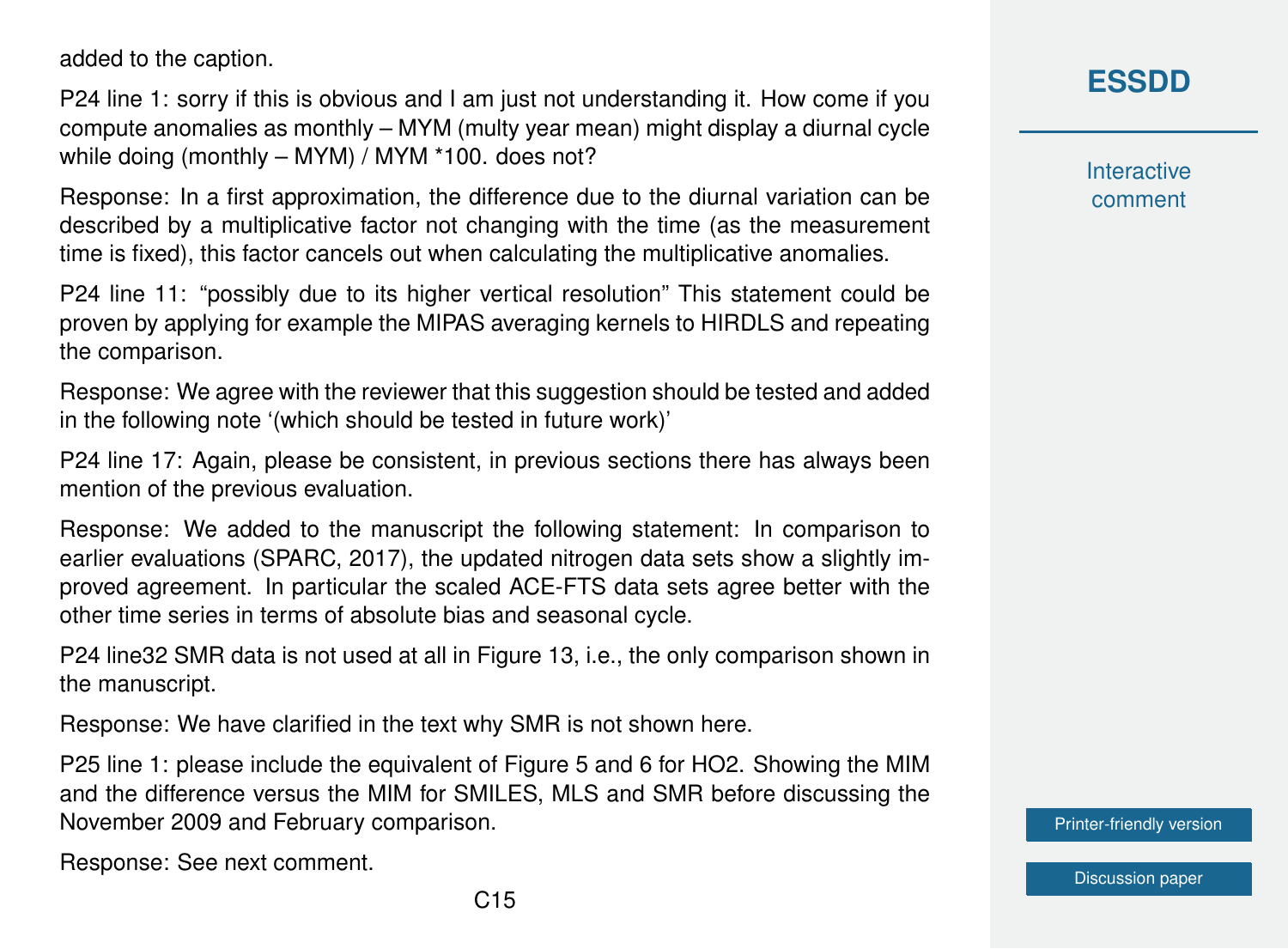added to the caption.

P24 line 1: sorry if this is obvious and I am just not understanding it. How come if you compute anomalies as monthly – MYM (multy year mean) might display a diurnal cycle while doing (monthly – MYM) / MYM *100. does not?

Response: In a first approximation, the difference due to the diurnal variation can be described by a multiplicative factor not changing with the time (as the measurement time is fixed), this factor cancels out when calculating the multiplicative anomalies.

P24 line 11: "possibly due to its higher vertical resolution" This statement could be proven by applying for example the MIPAS averaging kernels to HIRDLS and repeating the comparison.

Response: We agree with the reviewer that this suggestion should be tested and added in the following note '(which should be tested in future work)'

P24 line 17: Again, please be consistent, in previous sections there has always been mention of the previous evaluation.

Response: We added to the manuscript the following statement: In comparison to earlier evaluations (SPARC, 2017), the updated nitrogen data sets show a slightly improved agreement. In particular the scaled ACE-FTS data sets agree better with the other time series in terms of absolute bias and seasonal cycle.

P24 line32 SMR data is not used at all in Figure 13, i.e., the only comparison shown in the manuscript.

Response: We have clarified in the text why SMR is not shown here.

P25 line 1: please include the equivalent of Figure 5 and 6 for HO2. Showing the MIM and the difference versus the MIM for SMILES, MLS and SMR before discussing the November 2009 and February comparison.

Response: See next comment.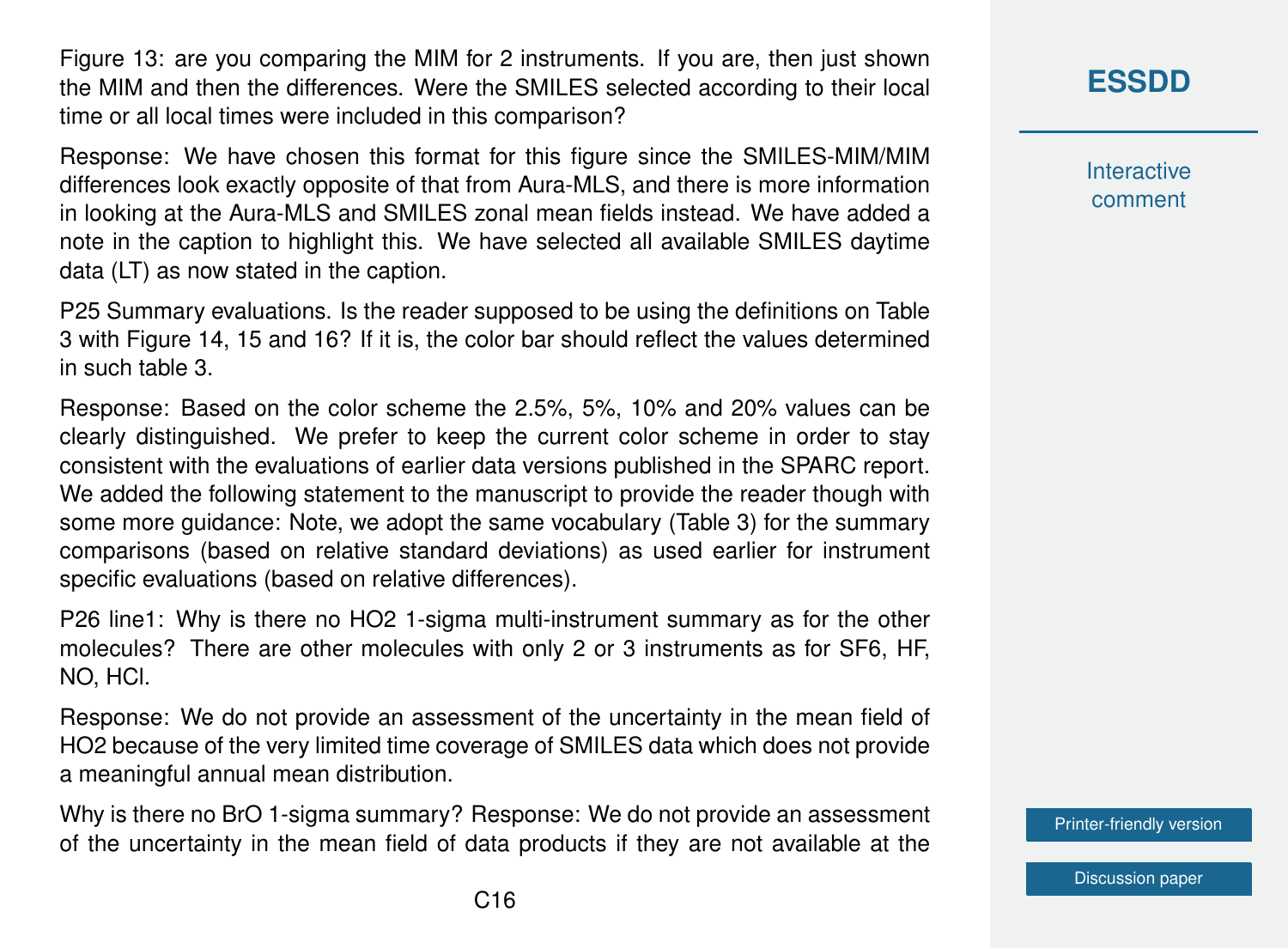Figure 13: are you comparing the MIM for 2 instruments. If you are, then just shown the MIM and then the differences. Were the SMILES selected according to their local time or all local times were included in this comparison?

Response: We have chosen this format for this figure since the SMILES-MIM/MIM differences look exactly opposite of that from Aura-MLS, and there is more information in looking at the Aura-MLS and SMILES zonal mean fields instead. We have added a note in the caption to highlight this. We have selected all available SMILES daytime data (LT) as now stated in the caption.

P25 Summary evaluations. Is the reader supposed to be using the definitions on Table 3 with Figure 14, 15 and 16? If it is, the color bar should reflect the values determined in such table 3.

Response: Based on the color scheme the 2.5%, 5%, 10% and 20% values can be clearly distinguished. We prefer to keep the current color scheme in order to stay consistent with the evaluations of earlier data versions published in the SPARC report. We added the following statement to the manuscript to provide the reader though with some more guidance: Note, we adopt the same vocabulary (Table 3) for the summary comparisons (based on relative standard deviations) as used earlier for instrument specific evaluations (based on relative differences).

P26 line1: Why is there no $HO_2$ 1-sigma multi-instrument summary as for the other molecules? There are other molecules with only 2 or 3 instruments as for $SF_6$, HF, NO, HCl.

Response: We do not provide an assessment of the uncertainty in the mean field of $HO_2$ because of the very limited time coverage of SMILES data which does not provide a meaningful annual mean distribution.

Why is there no BrO 1-sigma summary? Response: We do not provide an assessment of the uncertainty in the mean field of data products if they are not available at the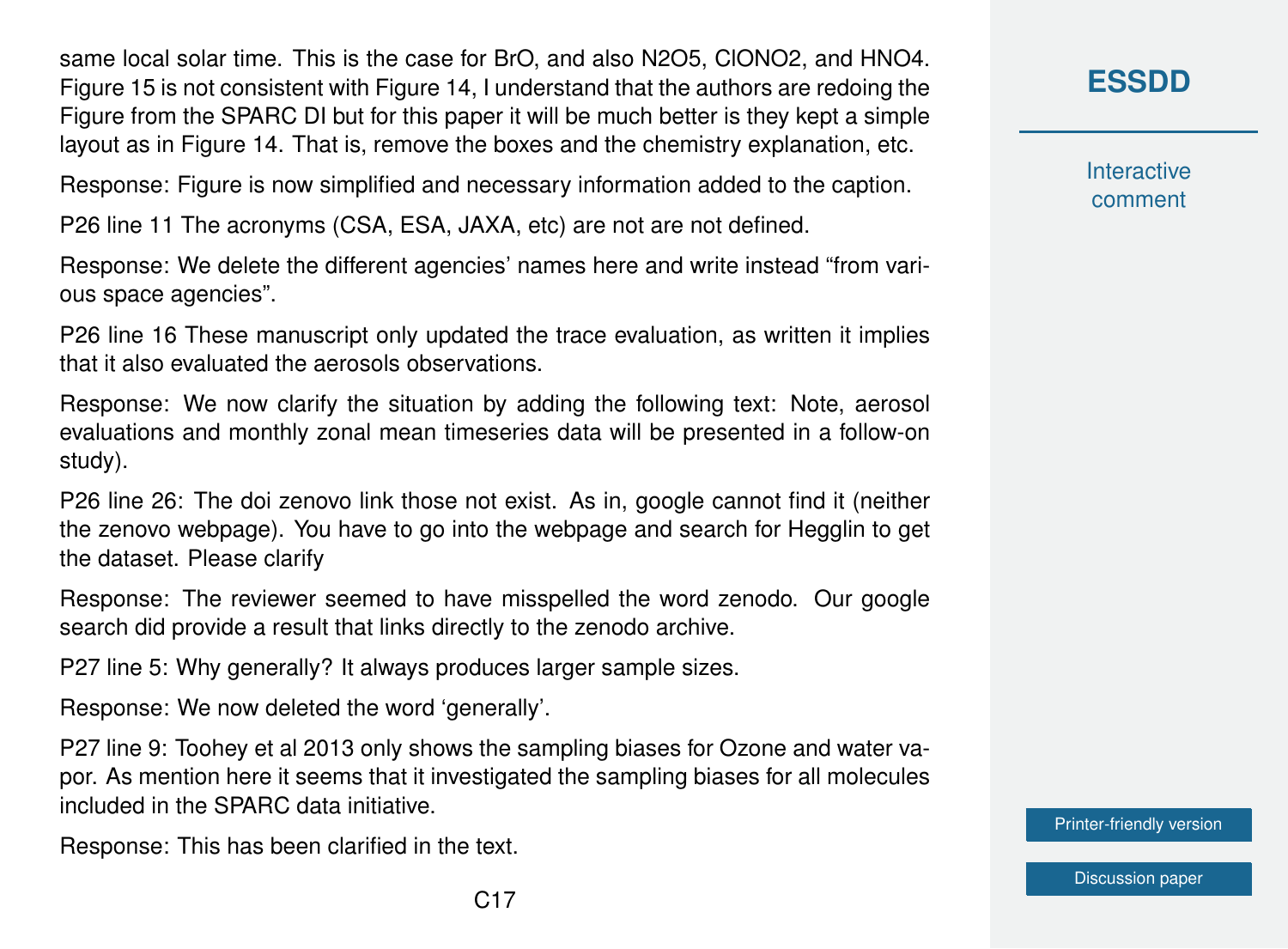same local solar time. This is the case for BrO, and also N2O5, ClONO2, and HNO4. Figure 15 is not consistent with Figure 14, I understand that the authors are redoing the Figure from the SPARC DI but for this paper it will be much better is they kept a simple layout as in Figure 14. That is, remove the boxes and the chemistry explanation, etc.

Response: Figure is now simplified and necessary information added to the caption.

P26 line 11 The acronyms (CSA, ESA, JAXA, etc) are not are not defined.

Response: We delete the different agencies' names here and write instead "from various space agencies".

P26 line 16 These manuscript only updated the trace evaluation, as written it implies that it also evaluated the aerosols observations.

Response: We now clarify the situation by adding the following text: Note, aerosol evaluations and monthly zonal mean timeseries data will be presented in a follow-on study).

P26 line 26: The doi zenovo link those not exist. As in, google cannot find it (neither the zenovo webpage). You have to go into the webpage and search for Hegglin to get the dataset. Please clarify

Response: The reviewer seemed to have misspelled the word zenodo. Our google search did provide a result that links directly to the zenodo archive.

P27 line 5: Why generally? It always produces larger sample sizes.

Response: We now deleted the word 'generally'.

P27 line 9: Toohey et al 2013 only shows the sampling biases for Ozone and water vapor. As mention here it seems that it investigated the sampling biases for all molecules included in the SPARC data initiative.

Response: This has been clarified in the text.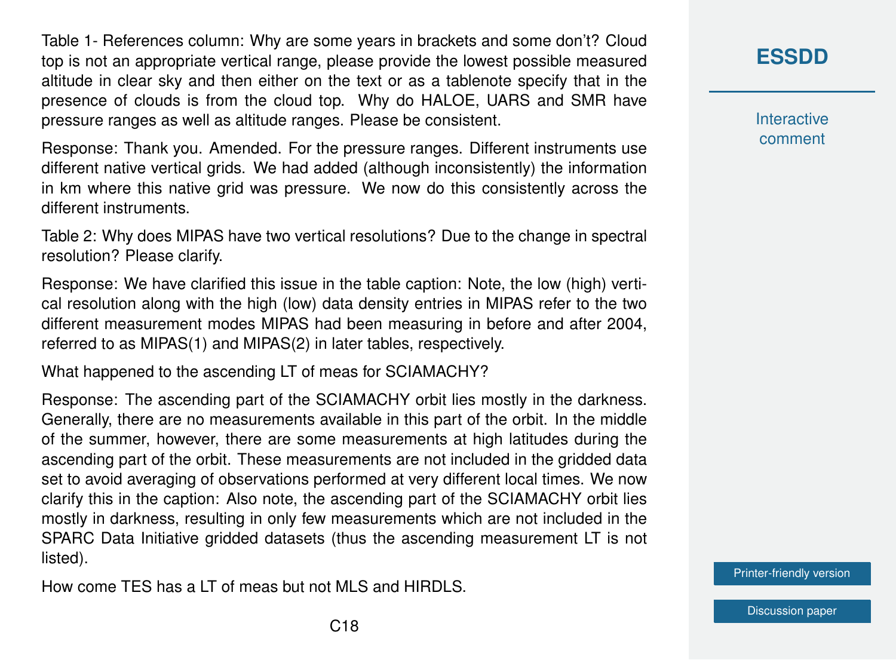Table 1- References column: Why are some years in brackets and some don't? Cloud top is not an appropriate vertical range, please provide the lowest possible measured altitude in clear sky and then either on the text or as a tablenote specify that in the presence of clouds is from the cloud top. Why do HALOE, UARS and SMR have pressure ranges as well as altitude ranges. Please be consistent.

Response: Thank you. Amended. For the pressure ranges. Different instruments use different native vertical grids. We had added (although inconsistently) the information in km where this native grid was pressure. We now do this consistently across the different instruments.

Table 2: Why does MIPAS have two vertical resolutions? Due to the change in spectral resolution? Please clarify.

Response: We have clarified this issue in the table caption: Note, the low (high) vertical resolution along with the high (low) data density entries in MIPAS refer to the two different measurement modes MIPAS had been measuring in before and after 2004, referred to as MIPAS(1) and MIPAS(2) in later tables, respectively.

What happened to the ascending LT of meas for SCIAMACHY?

Response: The ascending part of the SCIAMACHY orbit lies mostly in the darkness. Generally, there are no measurements available in this part of the orbit. In the middle of the summer, however, there are some measurements at high latitudes during the ascending part of the orbit. These measurements are not included in the gridded data set to avoid averaging of observations performed at very different local times. We now clarify this in the caption: Also note, the ascending part of the SCIAMACHY orbit lies mostly in darkness, resulting in only few measurements which are not included in the SPARC Data Initiative gridded datasets (thus the ascending measurement LT is not listed).

How come TES has a LT of meas but not MLS and HIRDLS.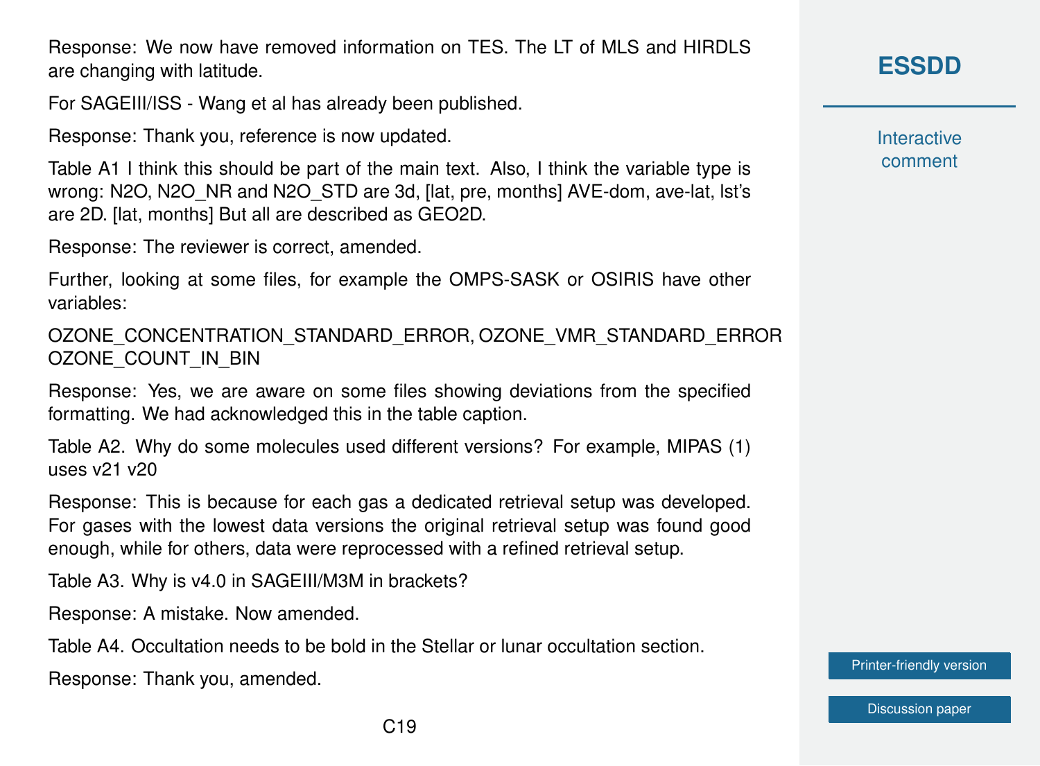Response: We now have removed information on TES. The LT of MLS and HIRDLS are changing with latitude.

For SAGEIII/ISS - Wang et al has already been published.

Response: Thank you, reference is now updated.

Table A1 I think this should be part of the main text. Also, I think the variable type is wrong: N2O, N2O_NR and N2O_STD are 3d, [lat, pre, months] AVE-dom, ave-lat, lst's are 2D. [lat, months] But all are described as GEO2D.

Response: The reviewer is correct, amended.

Further, looking at some files, for example the OMPS-SASK or OSIRIS have other variables:

OZONE_CONCENTRATION_STANDARD_ERROR, OZONE_VMR_STANDARD_ERROR OZONE_COUNT_IN_BIN

Response: Yes, we are aware on some files showing deviations from the specified formatting. We had acknowledged this in the table caption.

Table A2. Why do some molecules used different versions? For example, MIPAS (1) uses v21 v20

Response: This is because for each gas a dedicated retrieval setup was developed. For gases with the lowest data versions the original retrieval setup was found good enough, while for others, data were reprocessed with a refined retrieval setup.

Table A3. Why is v4.0 in SAGEIII/M3M in brackets?

Response: A mistake. Now amended.

Table A4. Occultation needs to be bold in the Stellar or lunar occultation section.

Response: Thank you, amended.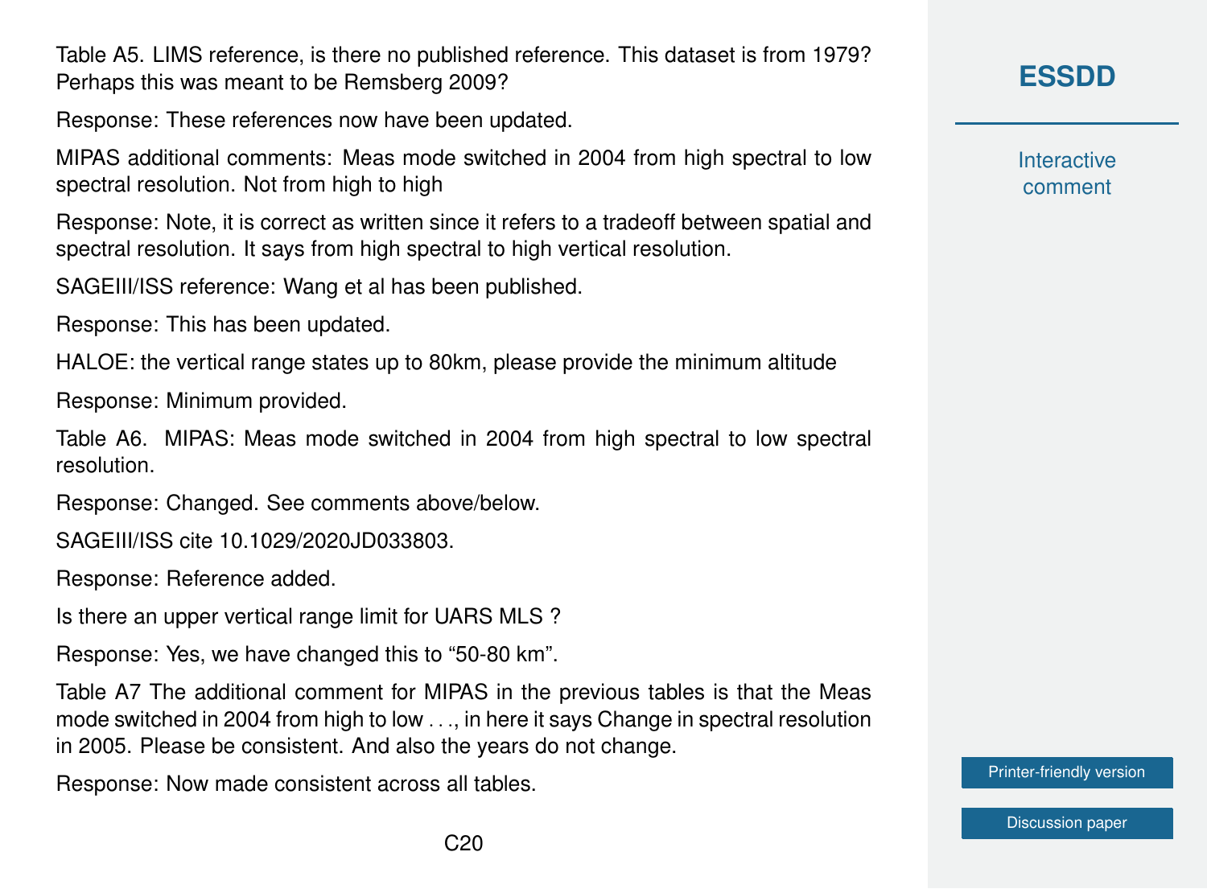Table A5. LIMS reference, is there no published reference. This dataset is from 1979? Perhaps this was meant to be Remsberg 2009?

Response: These references now have been updated.

MIPAS additional comments: Meas mode switched in 2004 from high spectral to low spectral resolution. Not from high to high

Response: Note, it is correct as written since it refers to a tradeoff between spatial and spectral resolution. It says from high spectral to high vertical resolution.

SAGEIII/ISS reference: Wang et al has been published.

Response: This has been updated.

HALOE: the vertical range states up to 80km, please provide the minimum altitude

Response: Minimum provided.

Table A6. MIPAS: Meas mode switched in 2004 from high spectral to low spectral resolution.

Response: Changed. See comments above/below.

SAGEIII/ISS cite 10.1029/2020JD033803.

Response: Reference added.

Is there an upper vertical range limit for UARS MLS ?

Response: Yes, we have changed this to "50-80 km".

Table A7 The additional comment for MIPAS in the previous tables is that the Meas mode switched in 2004 from high to low . . ., in here it says Change in spectral resolution in 2005. Please be consistent. And also the years do not change.

Response: Now made consistent across all tables.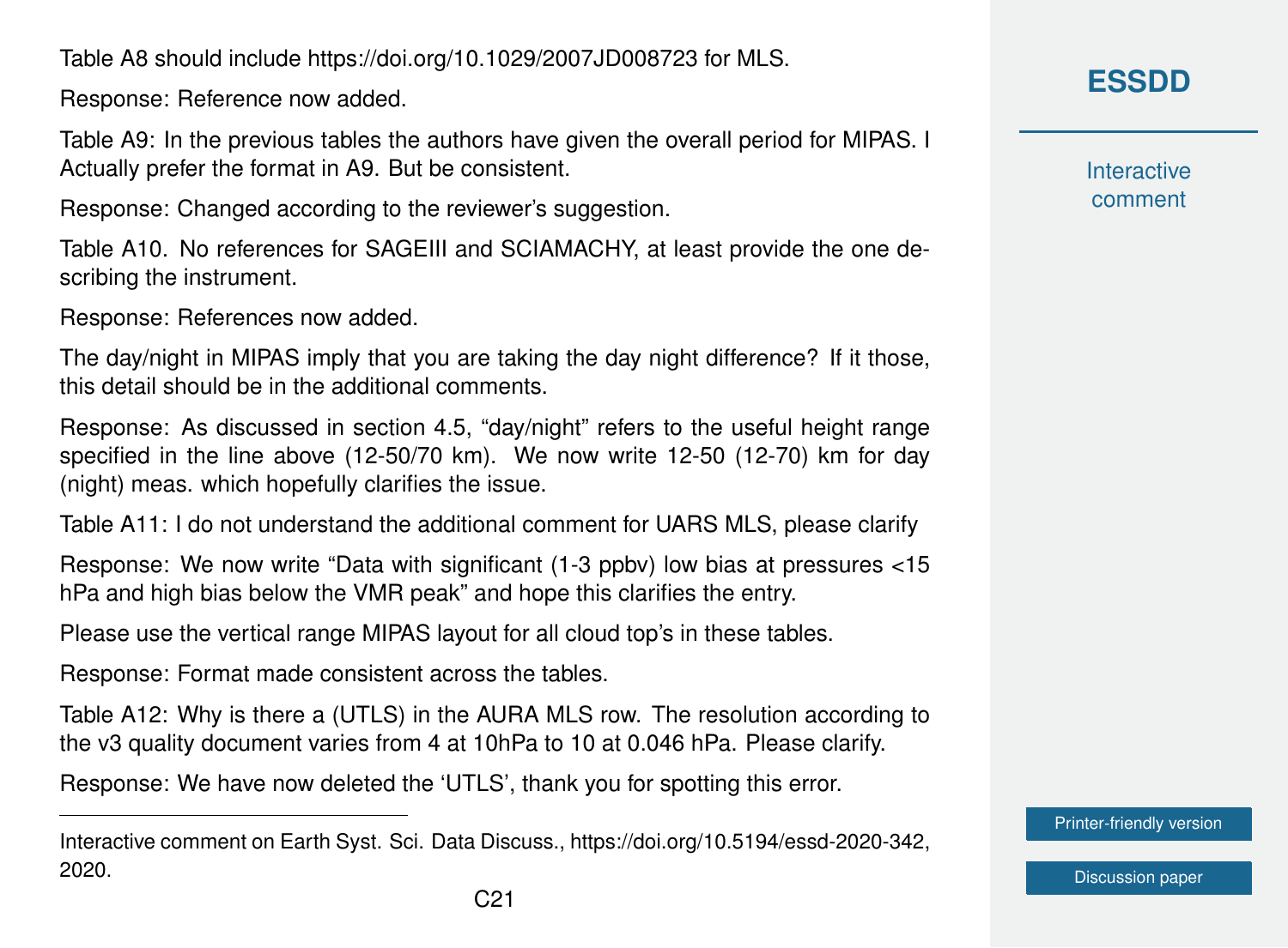Table A8 should include https://doi.org/10.1029/2007JD008723 for MLS.

Response: Reference now added.

Table A9: In the previous tables the authors have given the overall period for MIPAS. I Actually prefer the format in A9. But be consistent.

Response: Changed according to the reviewer's suggestion.

Table A10. No references for SAGEIII and SCIAMACHY, at least provide the one describing the instrument.

Response: References now added.

The day/night in MIPAS imply that you are taking the day night difference? If it those, this detail should be in the additional comments.

Response: As discussed in section 4.5, "day/night" refers to the useful height range specified in the line above (12-50/70 km). We now write 12-50 (12-70) km for day (night) meas. which hopefully clarifies the issue.

Table A11: I do not understand the additional comment for UARS MLS, please clarify

Response: We now write "Data with significant (1-3 ppbv) low bias at pressures <15 hPa and high bias below the VMR peak" and hope this clarifies the entry.

Please use the vertical range MIPAS layout for all cloud top's in these tables.

Response: Format made consistent across the tables.

Table A12: Why is there a (UTLS) in the AURA MLS row. The resolution according to the v3 quality document varies from 4 at 10hPa to 10 at 0.046 hPa. Please clarify.

Response: We have now deleted the 'UTLS', thank you for spotting this error.

---

Interactive comment on Earth Syst. Sci. Data Discuss., https://doi.org/10.5194/essd-2020-342, 2020.